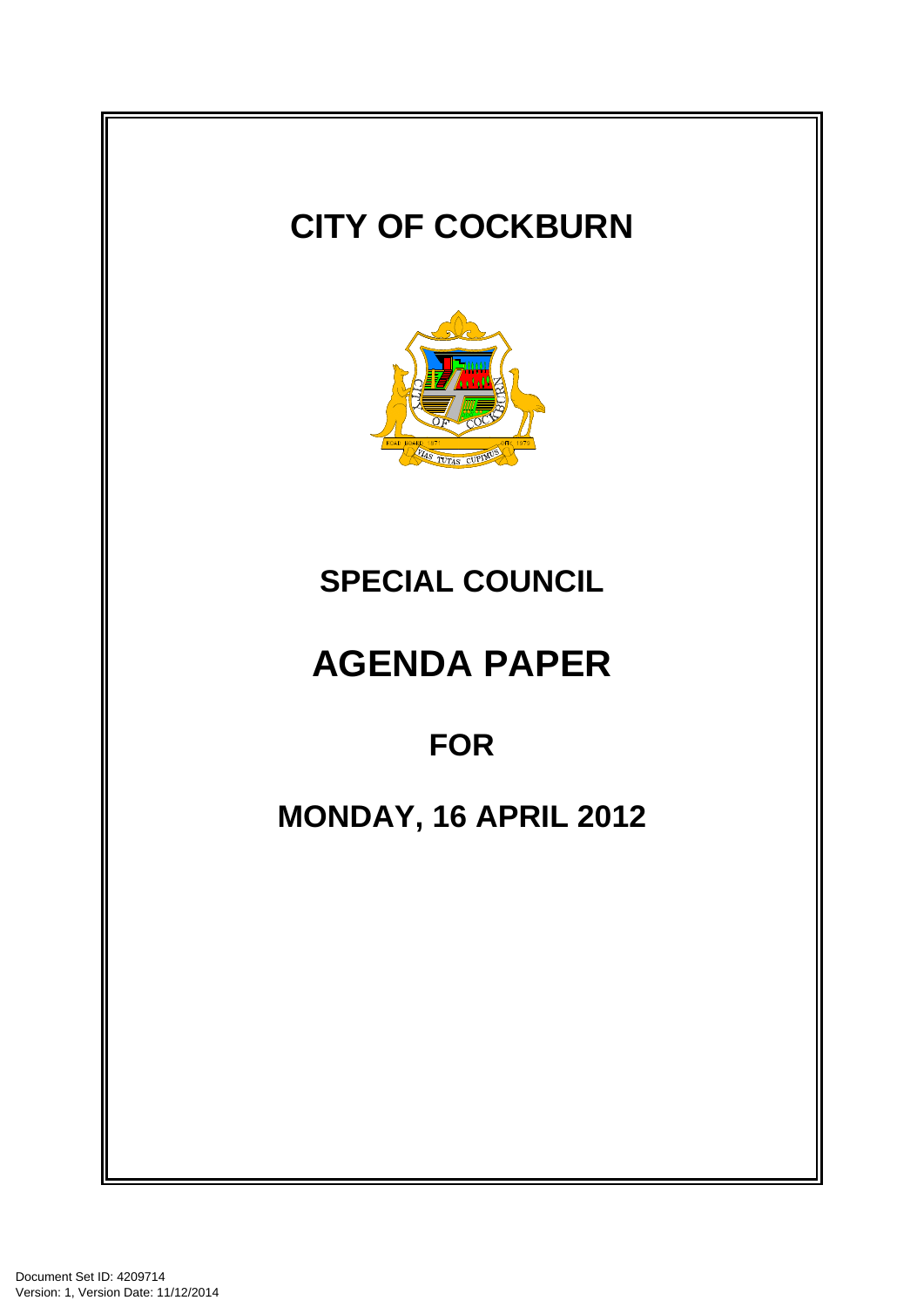# CITY OF COCKBURN

## SPECIAL COUNCIL

# AGENDA PAPER

## FOR

## MONDAY, 16 APRIL 2012

Document Set ID: 4209714
Version: 1, Version Date: 11/12/2014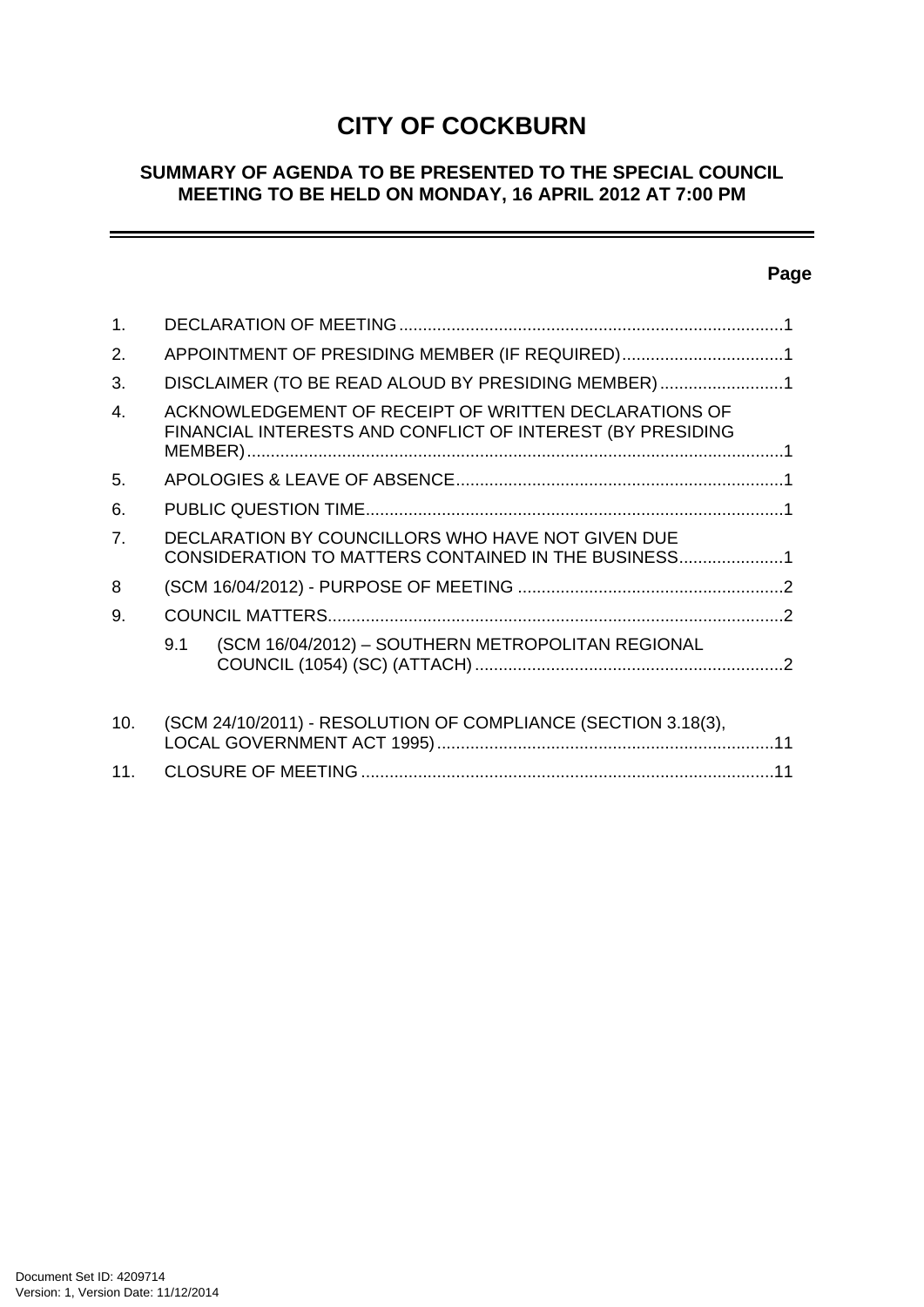# CITY OF COCKBURN

## SUMMARY OF AGENDA TO BE PRESENTED TO THE SPECIAL COUNCIL MEETING TO BE HELD ON MONDAY, 16 APRIL 2012 AT 7:00 PM

**Page**

1. DECLARATION OF MEETING ................................................................................1
2. APPOINTMENT OF PRESIDING MEMBER (IF REQUIRED)..................................1
3. DISCLAIMER (TO BE READ ALOUD BY PRESIDING MEMBER)..........................1
4. ACKNOWLEDGEMENT OF RECEIPT OF WRITTEN DECLARATIONS OF FINANCIAL INTERESTS AND CONFLICT OF INTEREST (BY PRESIDING MEMBER)................................................................................................................1
5. APOLOGIES & LEAVE OF ABSENCE....................................................................1
6. PUBLIC QUESTION TIME.......................................................................................1
7. DECLARATION BY COUNCILLORS WHO HAVE NOT GIVEN DUE CONSIDERATION TO MATTERS CONTAINED IN THE BUSINESS......................1
8. (SCM 16/04/2012) - PURPOSE OF MEETING ........................................................2
9. COUNCIL MATTERS...............................................................................................2
   - 9.1 (SCM 16/04/2012) – SOUTHERN METROPOLITAN REGIONAL COUNCIL (1054) (SC) (ATTACH) .................................................................2
10. (SCM 24/10/2011) - RESOLUTION OF COMPLIANCE (SECTION 3.18(3), LOCAL GOVERNMENT ACT 1995).......................................................................11
11. CLOSURE OF MEETING .......................................................................................11

Document Set ID: 4209714
Version: 1, Version Date: 11/12/2014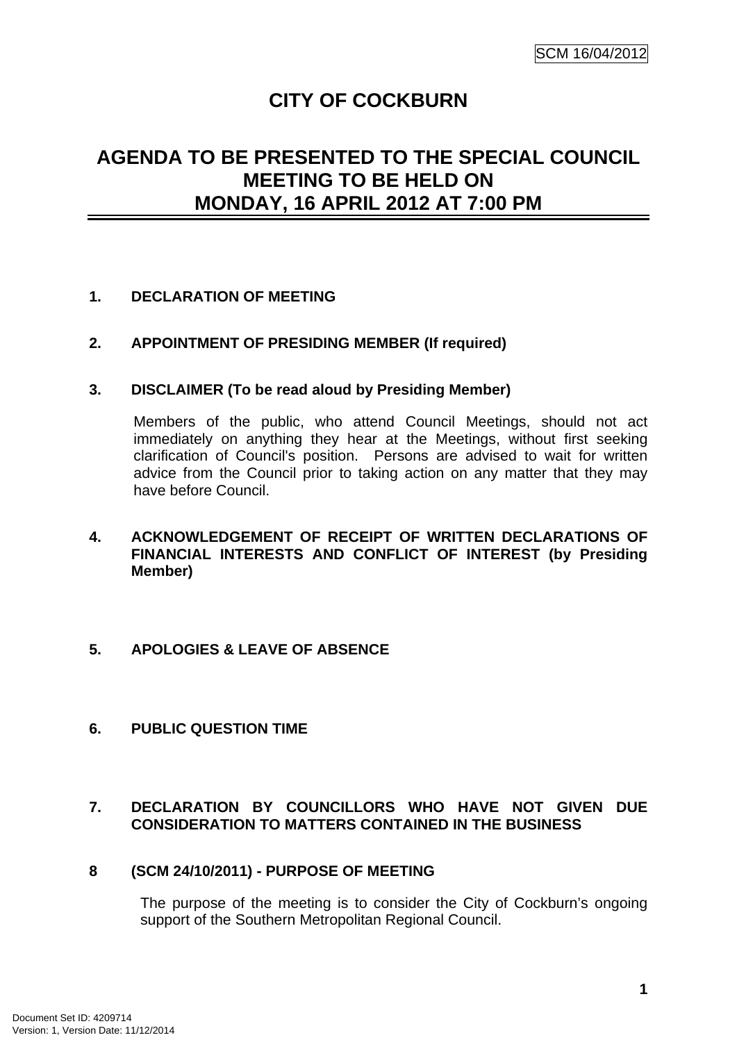# CITY OF COCKBURN

## AGENDA TO BE PRESENTED TO THE SPECIAL COUNCIL MEETING TO BE HELD ON MONDAY, 16 APRIL 2012 AT 7:00 PM

### 1. DECLARATION OF MEETING

### 2. APPOINTMENT OF PRESIDING MEMBER (If required)

### 3. DISCLAIMER (To be read aloud by Presiding Member)

Members of the public, who attend Council Meetings, should not act immediately on anything they hear at the Meetings, without first seeking clarification of Council's position. Persons are advised to wait for written advice from the Council prior to taking action on any matter that they may have before Council.

### 4. ACKNOWLEDGEMENT OF RECEIPT OF WRITTEN DECLARATIONS OF FINANCIAL INTERESTS AND CONFLICT OF INTEREST (by Presiding Member)

### 5. APOLOGIES & LEAVE OF ABSENCE

### 6. PUBLIC QUESTION TIME

### 7. DECLARATION BY COUNCILLORS WHO HAVE NOT GIVEN DUE CONSIDERATION TO MATTERS CONTAINED IN THE BUSINESS

### 8 (SCM 24/10/2011) - PURPOSE OF MEETING

The purpose of the meeting is to consider the City of Cockburn's ongoing support of the Southern Metropolitan Regional Council.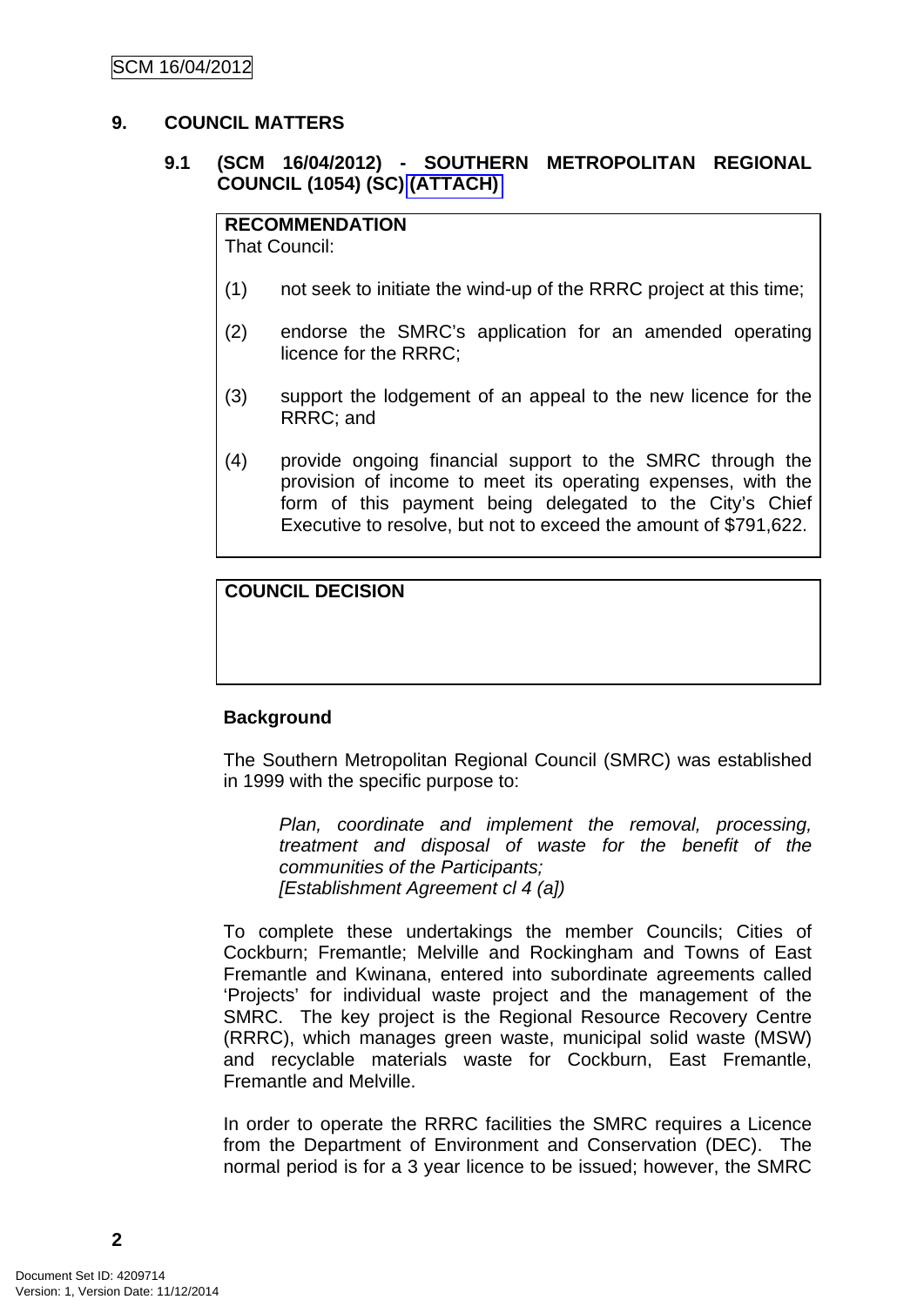## 9. COUNCIL MATTERS

### 9.1 (SCM 16/04/2012) - SOUTHERN METROPOLITAN REGIONAL COUNCIL (1054) (SC) (ATTACH)

**RECOMMENDATION**
That Council:

(1) not seek to initiate the wind-up of the RRRC project at this time;

(2) endorse the SMRC's application for an amended operating licence for the RRRC;

(3) support the lodgement of an appeal to the new licence for the RRRC; and

(4) provide ongoing financial support to the SMRC through the provision of income to meet its operating expenses, with the form of this payment being delegated to the City's Chief Executive to resolve, but not to exceed the amount of $791,622.

**COUNCIL DECISION**

**Background**

The Southern Metropolitan Regional Council (SMRC) was established in 1999 with the specific purpose to:

> *Plan, coordinate and implement the removal, processing, treatment and disposal of waste for the benefit of the communities of the Participants;*
> *[Establishment Agreement cl 4 (a])*

To complete these undertakings the member Councils; Cities of Cockburn; Fremantle; Melville and Rockingham and Towns of East Fremantle and Kwinana, entered into subordinate agreements called 'Projects' for individual waste project and the management of the SMRC. The key project is the Regional Resource Recovery Centre (RRRC), which manages green waste, municipal solid waste (MSW) and recyclable materials waste for Cockburn, East Fremantle, Fremantle and Melville.

In order to operate the RRRC facilities the SMRC requires a Licence from the Department of Environment and Conservation (DEC). The normal period is for a 3 year licence to be issued; however, the SMRC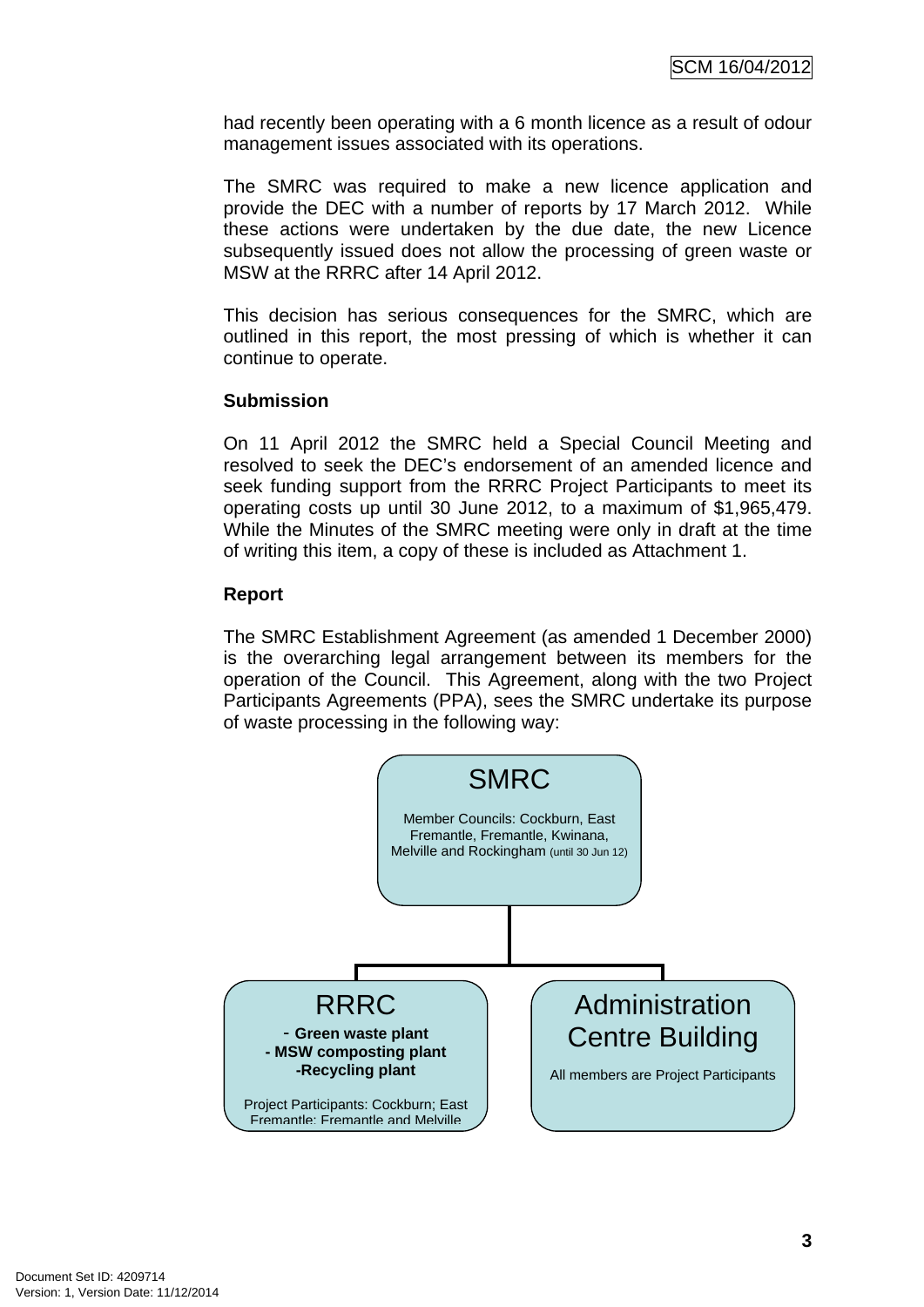had recently been operating with a 6 month licence as a result of odour management issues associated with its operations.

The SMRC was required to make a new licence application and provide the DEC with a number of reports by 17 March 2012. While these actions were undertaken by the due date, the new Licence subsequently issued does not allow the processing of green waste or MSW at the RRRC after 14 April 2012.

This decision has serious consequences for the SMRC, which are outlined in this report, the most pressing of which is whether it can continue to operate.

**Submission**

On 11 April 2012 the SMRC held a Special Council Meeting and resolved to seek the DEC's endorsement of an amended licence and seek funding support from the RRRC Project Participants to meet its operating costs up until 30 June 2012, to a maximum of $1,965,479. While the Minutes of the SMRC meeting were only in draft at the time of writing this item, a copy of these is included as Attachment 1.

**Report**

The SMRC Establishment Agreement (as amended 1 December 2000) is the overarching legal arrangement between its members for the operation of the Council. This Agreement, along with the two Project Participants Agreements (PPA), sees the SMRC undertake its purpose of waste processing in the following way:

SMRC

Member Councils: Cockburn, East Fremantle, Fremantle, Kwinana, Melville and Rockingham (until 30 Jun 12)

RRRC
- **Green waste plant**
- **MSW composting plant**
- **Recycling plant**

Project Participants: Cockburn; East Fremantle; Fremantle and Melville

Administration Centre Building

All members are Project Participants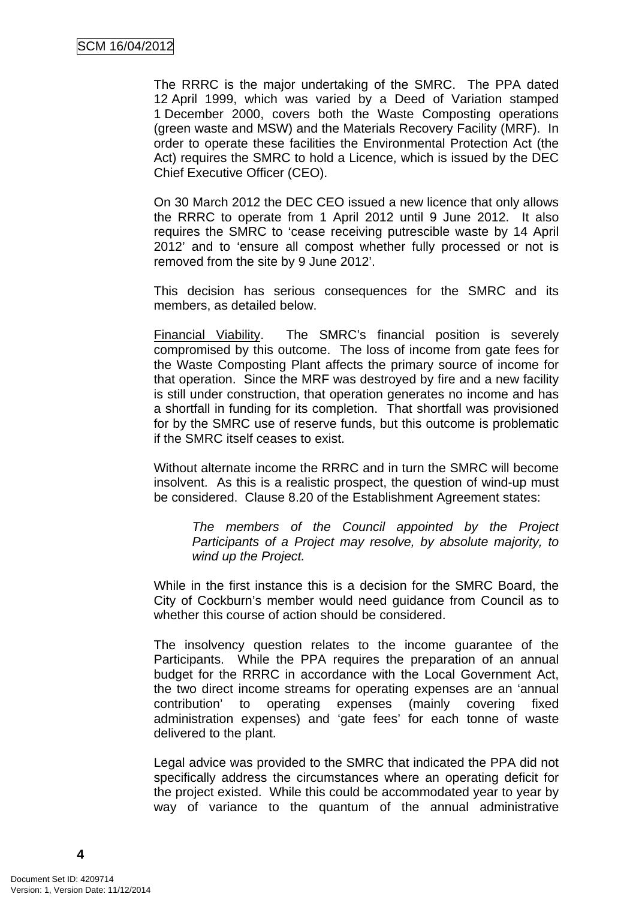The RRRC is the major undertaking of the SMRC. The PPA dated 12 April 1999, which was varied by a Deed of Variation stamped 1 December 2000, covers both the Waste Composting operations (green waste and MSW) and the Materials Recovery Facility (MRF). In order to operate these facilities the Environmental Protection Act (the Act) requires the SMRC to hold a Licence, which is issued by the DEC Chief Executive Officer (CEO).

On 30 March 2012 the DEC CEO issued a new licence that only allows the RRRC to operate from 1 April 2012 until 9 June 2012. It also requires the SMRC to 'cease receiving putrescible waste by 14 April 2012' and to 'ensure all compost whether fully processed or not is removed from the site by 9 June 2012'.

This decision has serious consequences for the SMRC and its members, as detailed below.

Financial Viability. The SMRC's financial position is severely compromised by this outcome. The loss of income from gate fees for the Waste Composting Plant affects the primary source of income for that operation. Since the MRF was destroyed by fire and a new facility is still under construction, that operation generates no income and has a shortfall in funding for its completion. That shortfall was provisioned for by the SMRC use of reserve funds, but this outcome is problematic if the SMRC itself ceases to exist.

Without alternate income the RRRC and in turn the SMRC will become insolvent. As this is a realistic prospect, the question of wind-up must be considered. Clause 8.20 of the Establishment Agreement states:

> *The members of the Council appointed by the Project Participants of a Project may resolve, by absolute majority, to wind up the Project.*

While in the first instance this is a decision for the SMRC Board, the City of Cockburn's member would need guidance from Council as to whether this course of action should be considered.

The insolvency question relates to the income guarantee of the Participants. While the PPA requires the preparation of an annual budget for the RRRC in accordance with the Local Government Act, the two direct income streams for operating expenses are an 'annual contribution' to operating expenses (mainly covering fixed administration expenses) and 'gate fees' for each tonne of waste delivered to the plant.

Legal advice was provided to the SMRC that indicated the PPA did not specifically address the circumstances where an operating deficit for the project existed. While this could be accommodated year to year by way of variance to the quantum of the annual administrative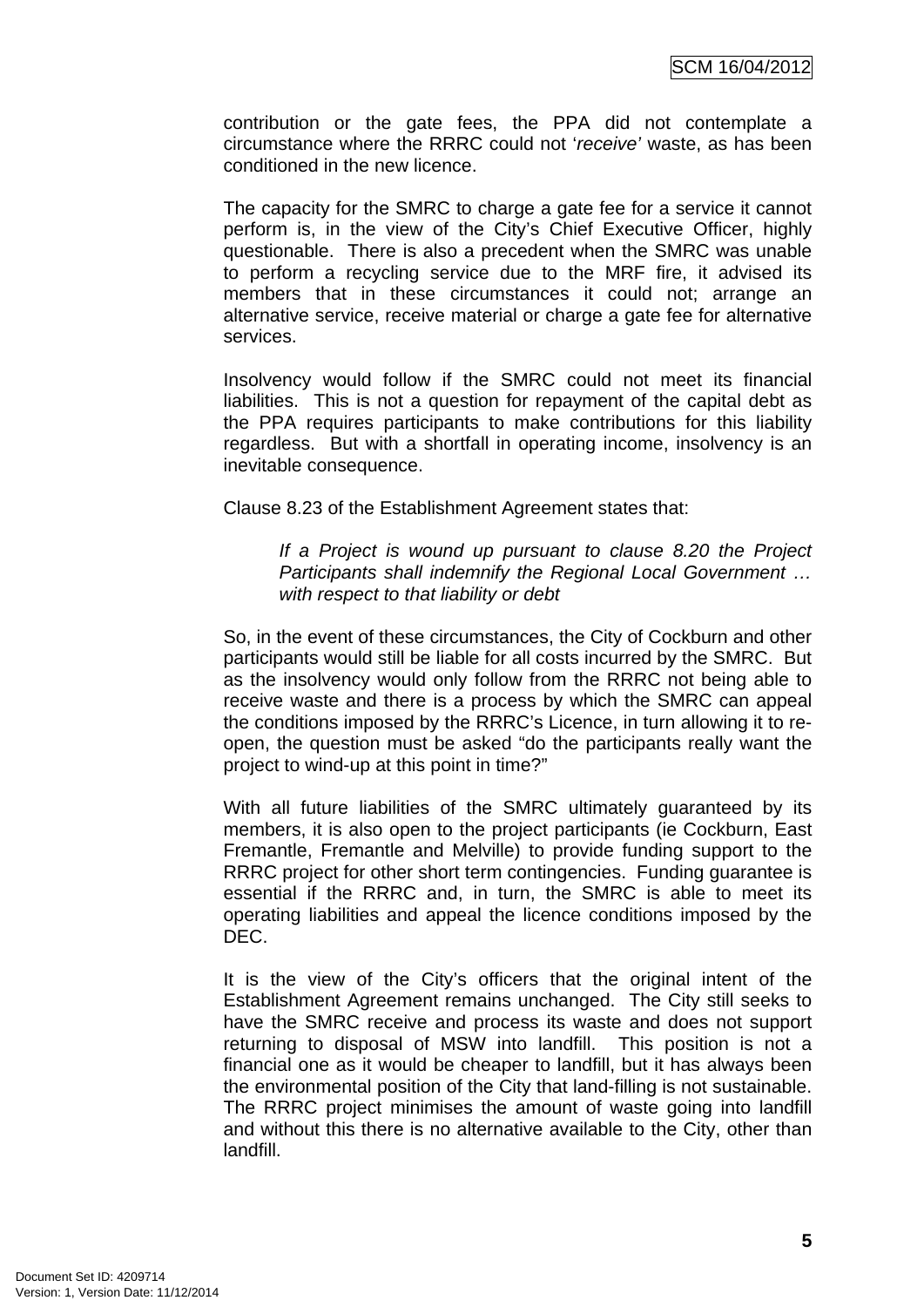contribution or the gate fees, the PPA did not contemplate a circumstance where the RRRC could not '*receive*' waste, as has been conditioned in the new licence.

The capacity for the SMRC to charge a gate fee for a service it cannot perform is, in the view of the City's Chief Executive Officer, highly questionable. There is also a precedent when the SMRC was unable to perform a recycling service due to the MRF fire, it advised its members that in these circumstances it could not; arrange an alternative service, receive material or charge a gate fee for alternative services.

Insolvency would follow if the SMRC could not meet its financial liabilities. This is not a question for repayment of the capital debt as the PPA requires participants to make contributions for this liability regardless. But with a shortfall in operating income, insolvency is an inevitable consequence.

Clause 8.23 of the Establishment Agreement states that:

> *If a Project is wound up pursuant to clause 8.20 the Project Participants shall indemnify the Regional Local Government … with respect to that liability or debt*

So, in the event of these circumstances, the City of Cockburn and other participants would still be liable for all costs incurred by the SMRC. But as the insolvency would only follow from the RRRC not being able to receive waste and there is a process by which the SMRC can appeal the conditions imposed by the RRRC's Licence, in turn allowing it to re-open, the question must be asked "do the participants really want the project to wind-up at this point in time?"

With all future liabilities of the SMRC ultimately guaranteed by its members, it is also open to the project participants (ie Cockburn, East Fremantle, Fremantle and Melville) to provide funding support to the RRRC project for other short term contingencies. Funding guarantee is essential if the RRRC and, in turn, the SMRC is able to meet its operating liabilities and appeal the licence conditions imposed by the DEC.

It is the view of the City's officers that the original intent of the Establishment Agreement remains unchanged. The City still seeks to have the SMRC receive and process its waste and does not support returning to disposal of MSW into landfill. This position is not a financial one as it would be cheaper to landfill, but it has always been the environmental position of the City that land-filling is not sustainable. The RRRC project minimises the amount of waste going into landfill and without this there is no alternative available to the City, other than landfill.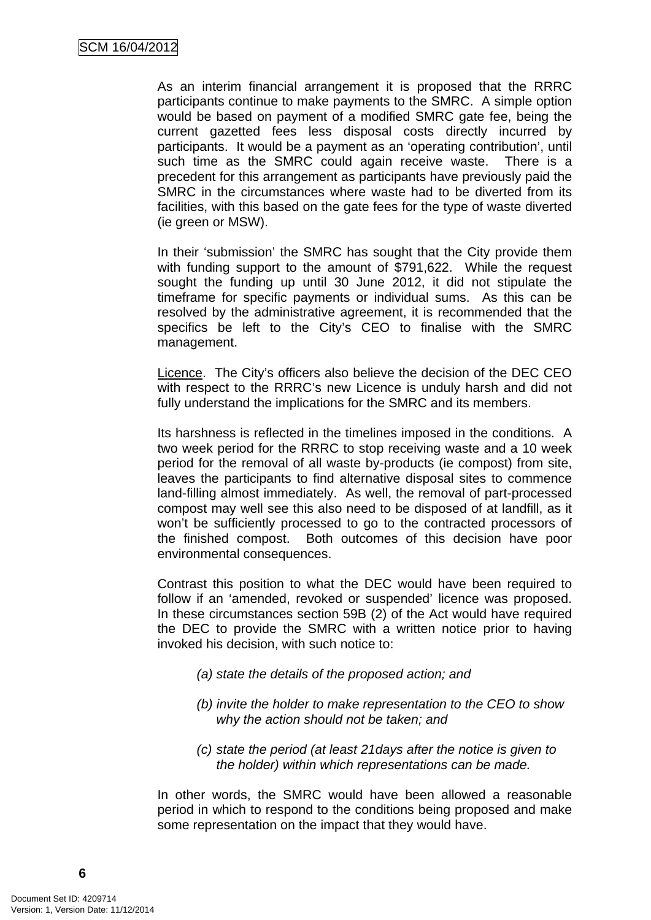As an interim financial arrangement it is proposed that the RRRC participants continue to make payments to the SMRC. A simple option would be based on payment of a modified SMRC gate fee, being the current gazetted fees less disposal costs directly incurred by participants. It would be a payment as an 'operating contribution', until such time as the SMRC could again receive waste. There is a precedent for this arrangement as participants have previously paid the SMRC in the circumstances where waste had to be diverted from its facilities, with this based on the gate fees for the type of waste diverted (ie green or MSW).

In their 'submission' the SMRC has sought that the City provide them with funding support to the amount of $791,622. While the request sought the funding up until 30 June 2012, it did not stipulate the timeframe for specific payments or individual sums. As this can be resolved by the administrative agreement, it is recommended that the specifics be left to the City's CEO to finalise with the SMRC management.

<u>Licence</u>. The City's officers also believe the decision of the DEC CEO with respect to the RRRC's new Licence is unduly harsh and did not fully understand the implications for the SMRC and its members.

Its harshness is reflected in the timelines imposed in the conditions. A two week period for the RRRC to stop receiving waste and a 10 week period for the removal of all waste by-products (ie compost) from site, leaves the participants to find alternative disposal sites to commence land-filling almost immediately. As well, the removal of part-processed compost may well see this also need to be disposed of at landfill, as it won't be sufficiently processed to go to the contracted processors of the finished compost. Both outcomes of this decision have poor environmental consequences.

Contrast this position to what the DEC would have been required to follow if an 'amended, revoked or suspended' licence was proposed. In these circumstances section 59B (2) of the Act would have required the DEC to provide the SMRC with a written notice prior to having invoked his decision, with such notice to:

> *(a) state the details of the proposed action; and*
>
> *(b) invite the holder to make representation to the CEO to show why the action should not be taken; and*
>
> *(c) state the period (at least 21days after the notice is given to the holder) within which representations can be made.*

In other words, the SMRC would have been allowed a reasonable period in which to respond to the conditions being proposed and make some representation on the impact that they would have.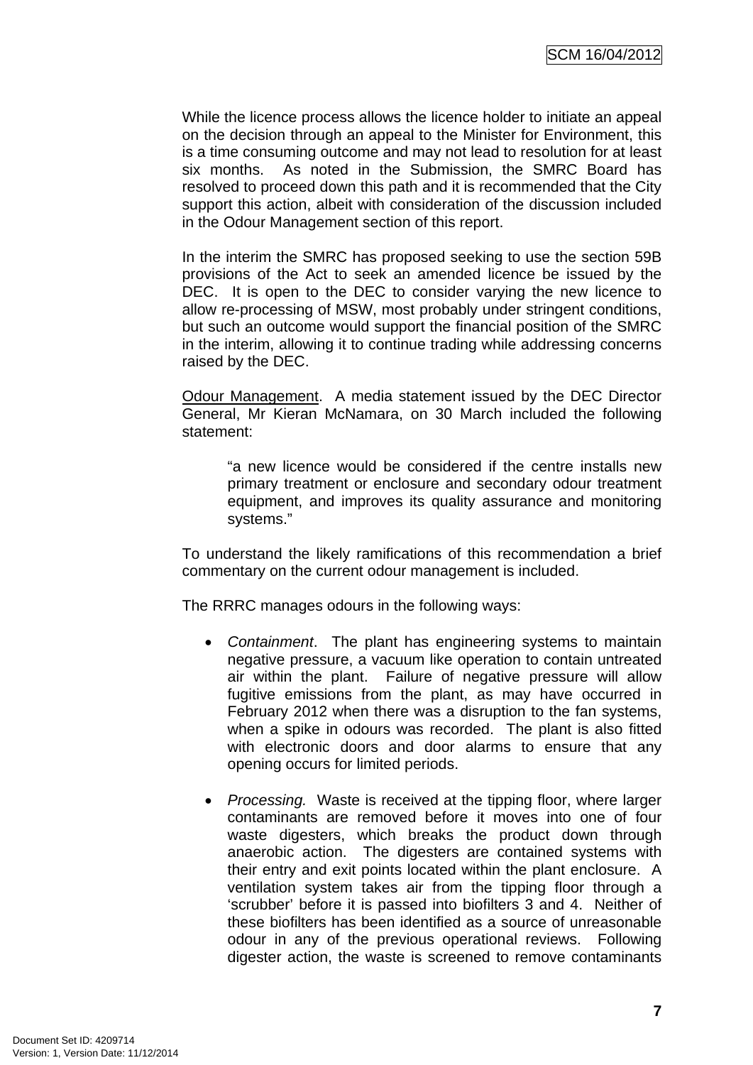While the licence process allows the licence holder to initiate an appeal on the decision through an appeal to the Minister for Environment, this is a time consuming outcome and may not lead to resolution for at least six months. As noted in the Submission, the SMRC Board has resolved to proceed down this path and it is recommended that the City support this action, albeit with consideration of the discussion included in the Odour Management section of this report.

In the interim the SMRC has proposed seeking to use the section 59B provisions of the Act to seek an amended licence be issued by the DEC. It is open to the DEC to consider varying the new licence to allow re-processing of MSW, most probably under stringent conditions, but such an outcome would support the financial position of the SMRC in the interim, allowing it to continue trading while addressing concerns raised by the DEC.

Odour Management. A media statement issued by the DEC Director General, Mr Kieran McNamara, on 30 March included the following statement:

> "a new licence would be considered if the centre installs new primary treatment or enclosure and secondary odour treatment equipment, and improves its quality assurance and monitoring systems."

To understand the likely ramifications of this recommendation a brief commentary on the current odour management is included.

The RRRC manages odours in the following ways:

- *Containment*. The plant has engineering systems to maintain negative pressure, a vacuum like operation to contain untreated air within the plant. Failure of negative pressure will allow fugitive emissions from the plant, as may have occurred in February 2012 when there was a disruption to the fan systems, when a spike in odours was recorded. The plant is also fitted with electronic doors and door alarms to ensure that any opening occurs for limited periods.

- *Processing.* Waste is received at the tipping floor, where larger contaminants are removed before it moves into one of four waste digesters, which breaks the product down through anaerobic action. The digesters are contained systems with their entry and exit points located within the plant enclosure. A ventilation system takes air from the tipping floor through a 'scrubber' before it is passed into biofilters 3 and 4. Neither of these biofilters has been identified as a source of unreasonable odour in any of the previous operational reviews. Following digester action, the waste is screened to remove contaminants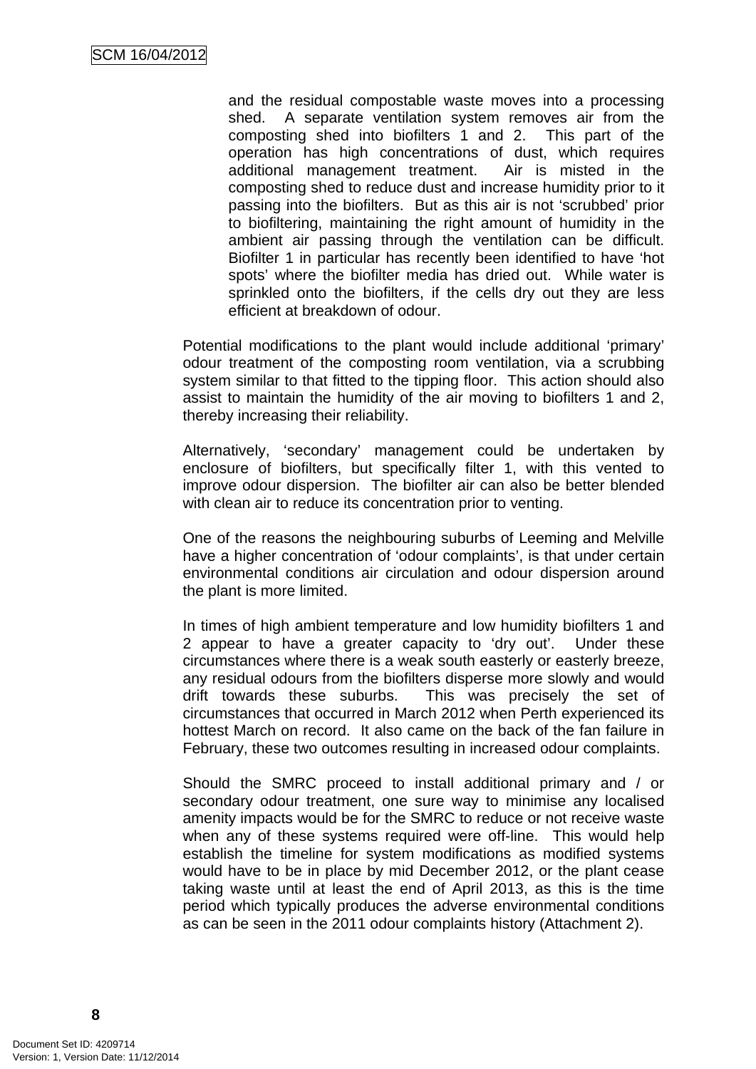and the residual compostable waste moves into a processing shed. A separate ventilation system removes air from the composting shed into biofilters 1 and 2. This part of the operation has high concentrations of dust, which requires additional management treatment. Air is misted in the composting shed to reduce dust and increase humidity prior to it passing into the biofilters. But as this air is not 'scrubbed' prior to biofiltering, maintaining the right amount of humidity in the ambient air passing through the ventilation can be difficult. Biofilter 1 in particular has recently been identified to have 'hot spots' where the biofilter media has dried out. While water is sprinkled onto the biofilters, if the cells dry out they are less efficient at breakdown of odour.

Potential modifications to the plant would include additional 'primary' odour treatment of the composting room ventilation, via a scrubbing system similar to that fitted to the tipping floor. This action should also assist to maintain the humidity of the air moving to biofilters 1 and 2, thereby increasing their reliability.

Alternatively, 'secondary' management could be undertaken by enclosure of biofilters, but specifically filter 1, with this vented to improve odour dispersion. The biofilter air can also be better blended with clean air to reduce its concentration prior to venting.

One of the reasons the neighbouring suburbs of Leeming and Melville have a higher concentration of 'odour complaints', is that under certain environmental conditions air circulation and odour dispersion around the plant is more limited.

In times of high ambient temperature and low humidity biofilters 1 and 2 appear to have a greater capacity to 'dry out'. Under these circumstances where there is a weak south easterly or easterly breeze, any residual odours from the biofilters disperse more slowly and would drift towards these suburbs. This was precisely the set of circumstances that occurred in March 2012 when Perth experienced its hottest March on record. It also came on the back of the fan failure in February, these two outcomes resulting in increased odour complaints.

Should the SMRC proceed to install additional primary and / or secondary odour treatment, one sure way to minimise any localised amenity impacts would be for the SMRC to reduce or not receive waste when any of these systems required were off-line. This would help establish the timeline for system modifications as modified systems would have to be in place by mid December 2012, or the plant cease taking waste until at least the end of April 2013, as this is the time period which typically produces the adverse environmental conditions as can be seen in the 2011 odour complaints history (Attachment 2).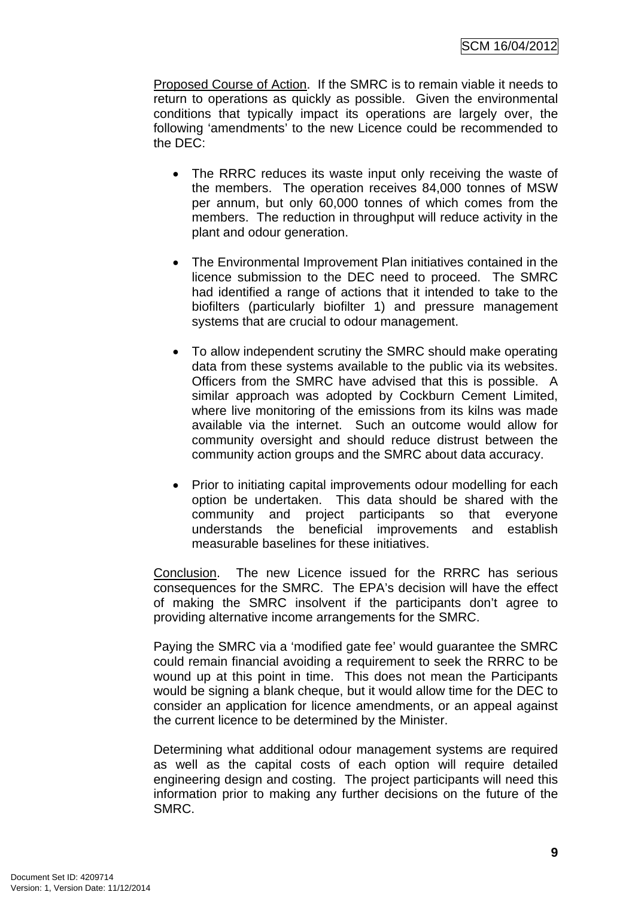Proposed Course of Action. If the SMRC is to remain viable it needs to return to operations as quickly as possible. Given the environmental conditions that typically impact its operations are largely over, the following 'amendments' to the new Licence could be recommended to the DEC:

- The RRRC reduces its waste input only receiving the waste of the members. The operation receives 84,000 tonnes of MSW per annum, but only 60,000 tonnes of which comes from the members. The reduction in throughput will reduce activity in the plant and odour generation.

- The Environmental Improvement Plan initiatives contained in the licence submission to the DEC need to proceed. The SMRC had identified a range of actions that it intended to take to the biofilters (particularly biofilter 1) and pressure management systems that are crucial to odour management.

- To allow independent scrutiny the SMRC should make operating data from these systems available to the public via its websites. Officers from the SMRC have advised that this is possible. A similar approach was adopted by Cockburn Cement Limited, where live monitoring of the emissions from its kilns was made available via the internet. Such an outcome would allow for community oversight and should reduce distrust between the community action groups and the SMRC about data accuracy.

- Prior to initiating capital improvements odour modelling for each option be undertaken. This data should be shared with the community and project participants so that everyone understands the beneficial improvements and establish measurable baselines for these initiatives.

Conclusion. The new Licence issued for the RRRC has serious consequences for the SMRC. The EPA's decision will have the effect of making the SMRC insolvent if the participants don't agree to providing alternative income arrangements for the SMRC.

Paying the SMRC via a 'modified gate fee' would guarantee the SMRC could remain financial avoiding a requirement to seek the RRRC to be wound up at this point in time. This does not mean the Participants would be signing a blank cheque, but it would allow time for the DEC to consider an application for licence amendments, or an appeal against the current licence to be determined by the Minister.

Determining what additional odour management systems are required as well as the capital costs of each option will require detailed engineering design and costing. The project participants will need this information prior to making any further decisions on the future of the SMRC.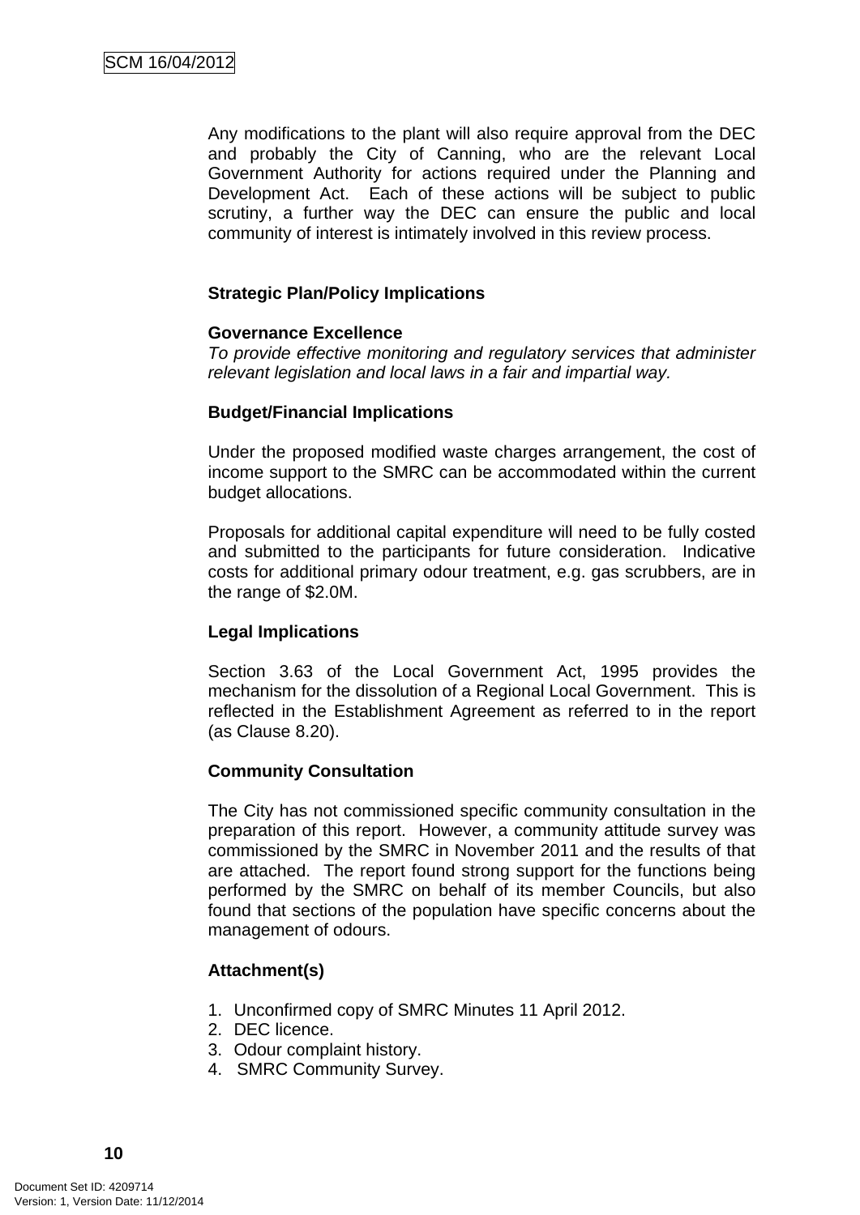Any modifications to the plant will also require approval from the DEC and probably the City of Canning, who are the relevant Local Government Authority for actions required under the Planning and Development Act. Each of these actions will be subject to public scrutiny, a further way the DEC can ensure the public and local community of interest is intimately involved in this review process.

**Strategic Plan/Policy Implications**

**Governance Excellence**
*To provide effective monitoring and regulatory services that administer relevant legislation and local laws in a fair and impartial way.*

**Budget/Financial Implications**

Under the proposed modified waste charges arrangement, the cost of income support to the SMRC can be accommodated within the current budget allocations.

Proposals for additional capital expenditure will need to be fully costed and submitted to the participants for future consideration. Indicative costs for additional primary odour treatment, e.g. gas scrubbers, are in the range of $2.0M.

**Legal Implications**

Section 3.63 of the Local Government Act, 1995 provides the mechanism for the dissolution of a Regional Local Government. This is reflected in the Establishment Agreement as referred to in the report (as Clause 8.20).

**Community Consultation**

The City has not commissioned specific community consultation in the preparation of this report. However, a community attitude survey was commissioned by the SMRC in November 2011 and the results of that are attached. The report found strong support for the functions being performed by the SMRC on behalf of its member Councils, but also found that sections of the population have specific concerns about the management of odours.

**Attachment(s)**

1. Unconfirmed copy of SMRC Minutes 11 April 2012.
2. DEC licence.
3. Odour complaint history.
4. SMRC Community Survey.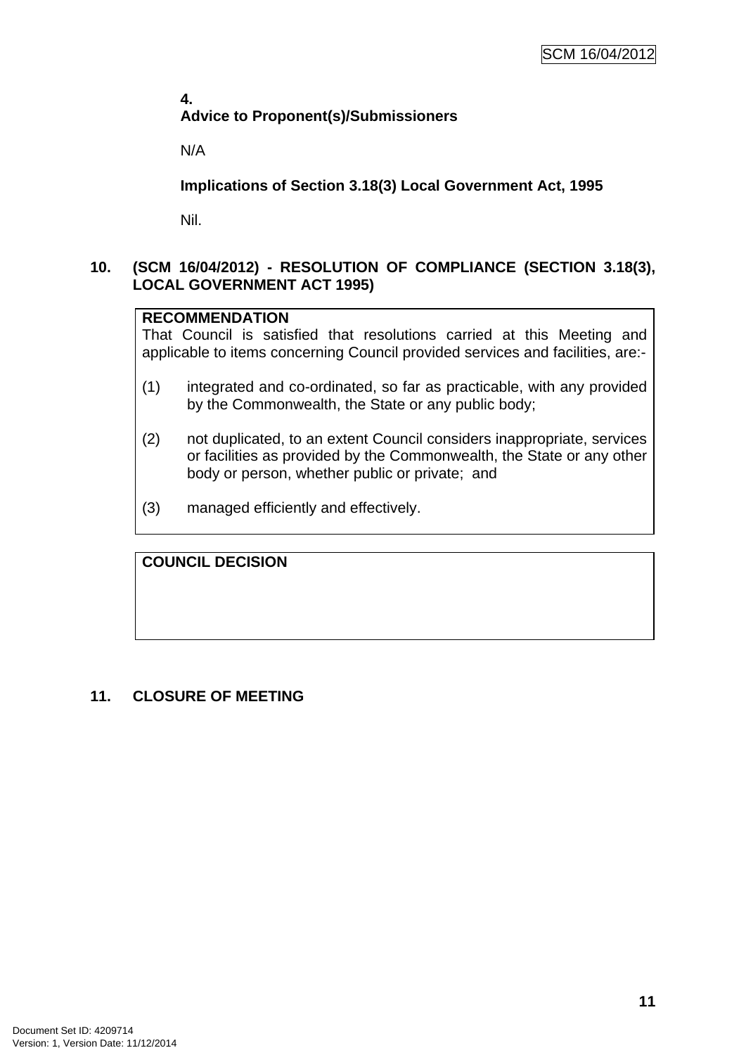**4.**
**Advice to Proponent(s)/Submissioners**

N/A

**Implications of Section 3.18(3) Local Government Act, 1995**

Nil.

## 10. (SCM 16/04/2012) - RESOLUTION OF COMPLIANCE (SECTION 3.18(3), LOCAL GOVERNMENT ACT 1995)

**RECOMMENDATION**
That Council is satisfied that resolutions carried at this Meeting and applicable to items concerning Council provided services and facilities, are:-

(1) integrated and co-ordinated, so far as practicable, with any provided by the Commonwealth, the State or any public body;

(2) not duplicated, to an extent Council considers inappropriate, services or facilities as provided by the Commonwealth, the State or any other body or person, whether public or private; and

(3) managed efficiently and effectively.

**COUNCIL DECISION**

## 11. CLOSURE OF MEETING

Document Set ID: 4209714
Version: 1, Version Date: 11/12/2014